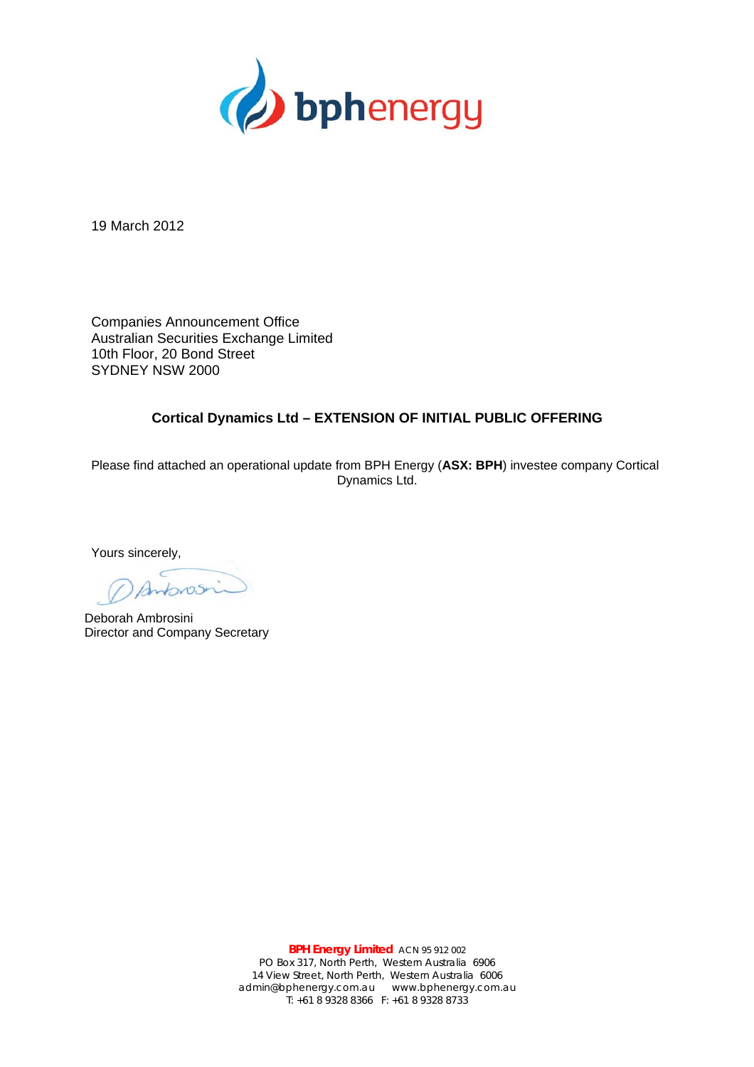19 March 2012

Companies Announcement Office
Australian Securities Exchange Limited
10th Floor, 20 Bond Street
SYDNEY NSW 2000

**Cortical Dynamics Ltd – EXTENSION OF INITIAL PUBLIC OFFERING**

Please find attached an operational update from BPH Energy (**ASX: BPH**) investee company Cortical Dynamics Ltd.

Yours sincerely,

Deborah Ambrosini
Director and Company Secretary

**BPH Energy Limited** ACN 95 912 002
PO Box 317, North Perth, Western Australia 6906
14 View Street, North Perth, Western Australia 6006
admin@bphenergy.com.au www.bphenergy.com.au
T: +61 8 9328 8366 F: +61 8 9328 8733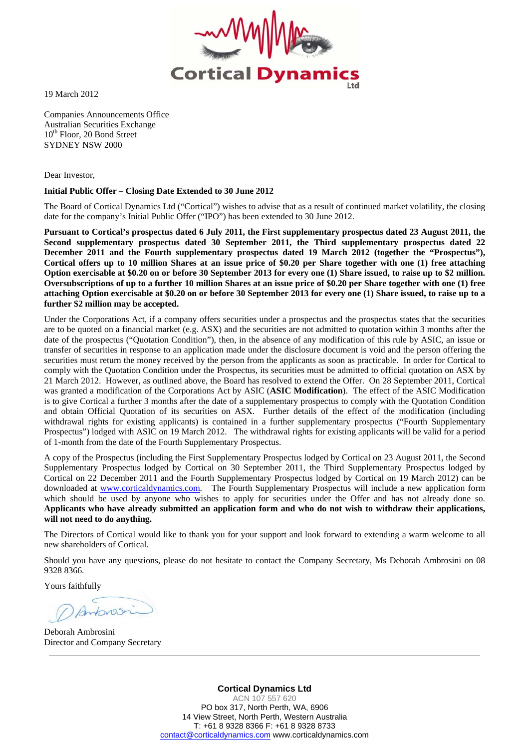19 March 2012

Companies Announcements Office
Australian Securities Exchange
10th Floor, 20 Bond Street
SYDNEY NSW 2000

Dear Investor,

**Initial Public Offer – Closing Date Extended to 30 June 2012**

The Board of Cortical Dynamics Ltd ("Cortical") wishes to advise that as a result of continued market volatility, the closing date for the company's Initial Public Offer ("IPO") has been extended to 30 June 2012.

**Pursuant to Cortical's prospectus dated 6 July 2011, the First supplementary prospectus dated 23 August 2011, the Second supplementary prospectus dated 30 September 2011, the Third supplementary prospectus dated 22 December 2011 and the Fourth supplementary prospectus dated 19 March 2012 (together the "Prospectus"), Cortical offers up to 10 million Shares at an issue price of $0.20 per Share together with one (1) free attaching Option exercisable at $0.20 on or before 30 September 2013 for every one (1) Share issued, to raise up to $2 million. Oversubscriptions of up to a further 10 million Shares at an issue price of $0.20 per Share together with one (1) free attaching Option exercisable at $0.20 on or before 30 September 2013 for every one (1) Share issued, to raise up to a further $2 million may be accepted.**

Under the Corporations Act, if a company offers securities under a prospectus and the prospectus states that the securities are to be quoted on a financial market (e.g. ASX) and the securities are not admitted to quotation within 3 months after the date of the prospectus ("Quotation Condition"), then, in the absence of any modification of this rule by ASIC, an issue or transfer of securities in response to an application made under the disclosure document is void and the person offering the securities must return the money received by the person from the applicants as soon as practicable. In order for Cortical to comply with the Quotation Condition under the Prospectus, its securities must be admitted to official quotation on ASX by 21 March 2012. However, as outlined above, the Board has resolved to extend the Offer. On 28 September 2011, Cortical was granted a modification of the Corporations Act by ASIC (**ASIC Modification**). The effect of the ASIC Modification is to give Cortical a further 3 months after the date of a supplementary prospectus to comply with the Quotation Condition and obtain Official Quotation of its securities on ASX. Further details of the effect of the modification (including withdrawal rights for existing applicants) is contained in a further supplementary prospectus ("Fourth Supplementary Prospectus") lodged with ASIC on 19 March 2012. The withdrawal rights for existing applicants will be valid for a period of 1-month from the date of the Fourth Supplementary Prospectus.

A copy of the Prospectus (including the First Supplementary Prospectus lodged by Cortical on 23 August 2011, the Second Supplementary Prospectus lodged by Cortical on 30 September 2011, the Third Supplementary Prospectus lodged by Cortical on 22 December 2011 and the Fourth Supplementary Prospectus lodged by Cortical on 19 March 2012) can be downloaded at www.corticaldynamics.com. The Fourth Supplementary Prospectus will include a new application form which should be used by anyone who wishes to apply for securities under the Offer and has not already done so. **Applicants who have already submitted an application form and who do not wish to withdraw their applications, will not need to do anything.**

The Directors of Cortical would like to thank you for your support and look forward to extending a warm welcome to all new shareholders of Cortical.

Should you have any questions, please do not hesitate to contact the Company Secretary, Ms Deborah Ambrosini on 08 9328 8366.

Yours faithfully

Deborah Ambrosini
Director and Company Secretary

**Cortical Dynamics Ltd**
ACN 107 557 620
PO box 317, North Perth, WA, 6906
14 View Street, North Perth, Western Australia
T: +61 8 9328 8366 F: +61 8 9328 8733
contact@corticaldynamics.com www.corticaldynamics.com